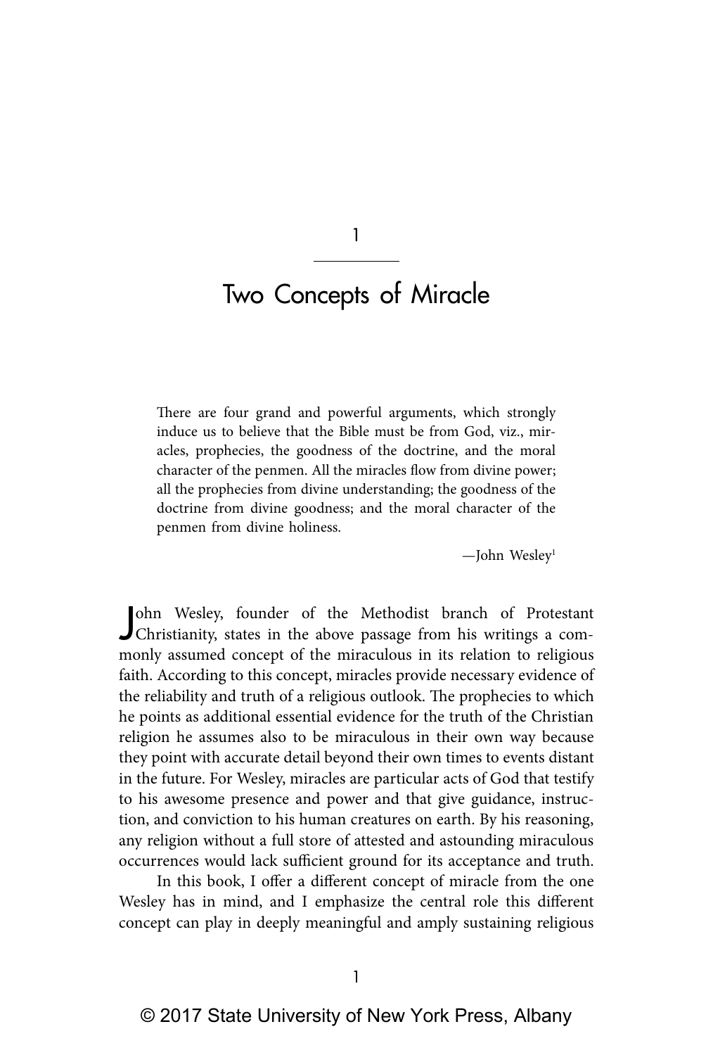# 1

# Two Concepts of Miracle

> There are four grand and powerful arguments, which strongly induce us to believe that the Bible must be from God, viz., miracles, prophecies, the goodness of the doctrine, and the moral character of the penmen. All the miracles flow from divine power; all the prophecies from divine understanding; the goodness of the doctrine from divine goodness; and the moral character of the penmen from divine holiness.
>
> —John Wesley[1]

John Wesley, founder of the Methodist branch of Protestant Christianity, states in the above passage from his writings a commonly assumed concept of the miraculous in its relation to religious faith. According to this concept, miracles provide necessary evidence of the reliability and truth of a religious outlook. The prophecies to which he points as additional essential evidence for the truth of the Christian religion he assumes also to be miraculous in their own way because they point with accurate detail beyond their own times to events distant in the future. For Wesley, miracles are particular acts of God that testify to his awesome presence and power and that give guidance, instruction, and conviction to his human creatures on earth. By his reasoning, any religion without a full store of attested and astounding miraculous occurrences would lack sufficient ground for its acceptance and truth.

In this book, I offer a different concept of miracle from the one Wesley has in mind, and I emphasize the central role this different concept can play in deeply meaningful and amply sustaining religious

© 2017 State University of New York Press, Albany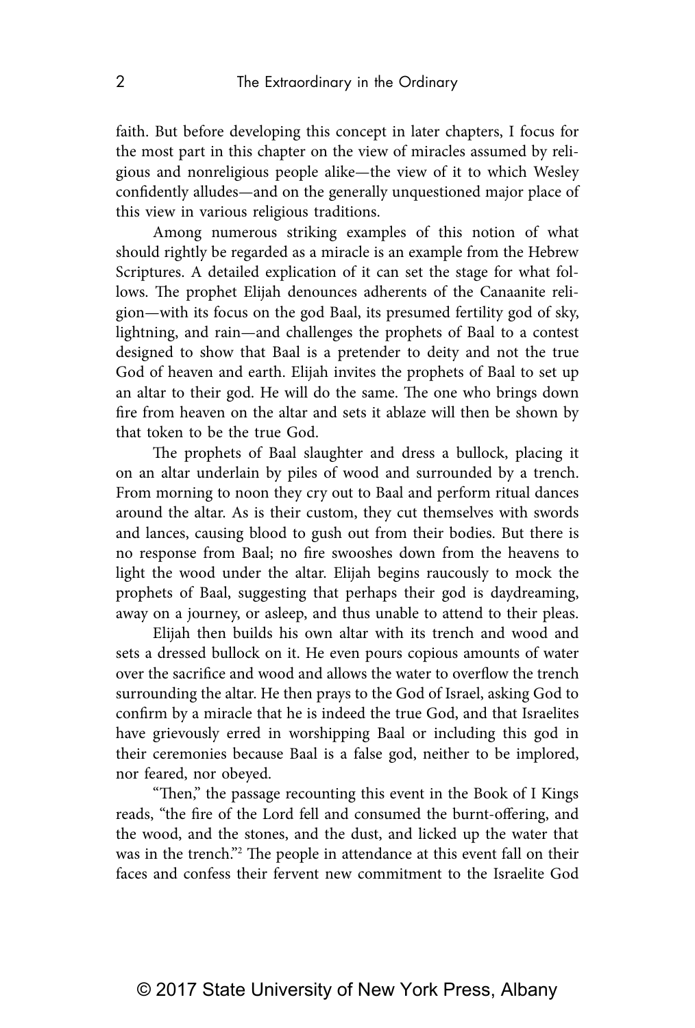faith. But before developing this concept in later chapters, I focus for the most part in this chapter on the view of miracles assumed by religious and nonreligious people alike—the view of it to which Wesley confidently alludes—and on the generally unquestioned major place of this view in various religious traditions.

Among numerous striking examples of this notion of what should rightly be regarded as a miracle is an example from the Hebrew Scriptures. A detailed explication of it can set the stage for what follows. The prophet Elijah denounces adherents of the Canaanite religion—with its focus on the god Baal, its presumed fertility god of sky, lightning, and rain—and challenges the prophets of Baal to a contest designed to show that Baal is a pretender to deity and not the true God of heaven and earth. Elijah invites the prophets of Baal to set up an altar to their god. He will do the same. The one who brings down fire from heaven on the altar and sets it ablaze will then be shown by that token to be the true God.

The prophets of Baal slaughter and dress a bullock, placing it on an altar underlain by piles of wood and surrounded by a trench. From morning to noon they cry out to Baal and perform ritual dances around the altar. As is their custom, they cut themselves with swords and lances, causing blood to gush out from their bodies. But there is no response from Baal; no fire swooshes down from the heavens to light the wood under the altar. Elijah begins raucously to mock the prophets of Baal, suggesting that perhaps their god is daydreaming, away on a journey, or asleep, and thus unable to attend to their pleas.

Elijah then builds his own altar with its trench and wood and sets a dressed bullock on it. He even pours copious amounts of water over the sacrifice and wood and allows the water to overflow the trench surrounding the altar. He then prays to the God of Israel, asking God to confirm by a miracle that he is indeed the true God, and that Israelites have grievously erred in worshipping Baal or including this god in their ceremonies because Baal is a false god, neither to be implored, nor feared, nor obeyed.

"Then," the passage recounting this event in the Book of I Kings reads, "the fire of the Lord fell and consumed the burnt-offering, and the wood, and the stones, and the dust, and licked up the water that was in the trench."[2] The people in attendance at this event fall on their faces and confess their fervent new commitment to the Israelite God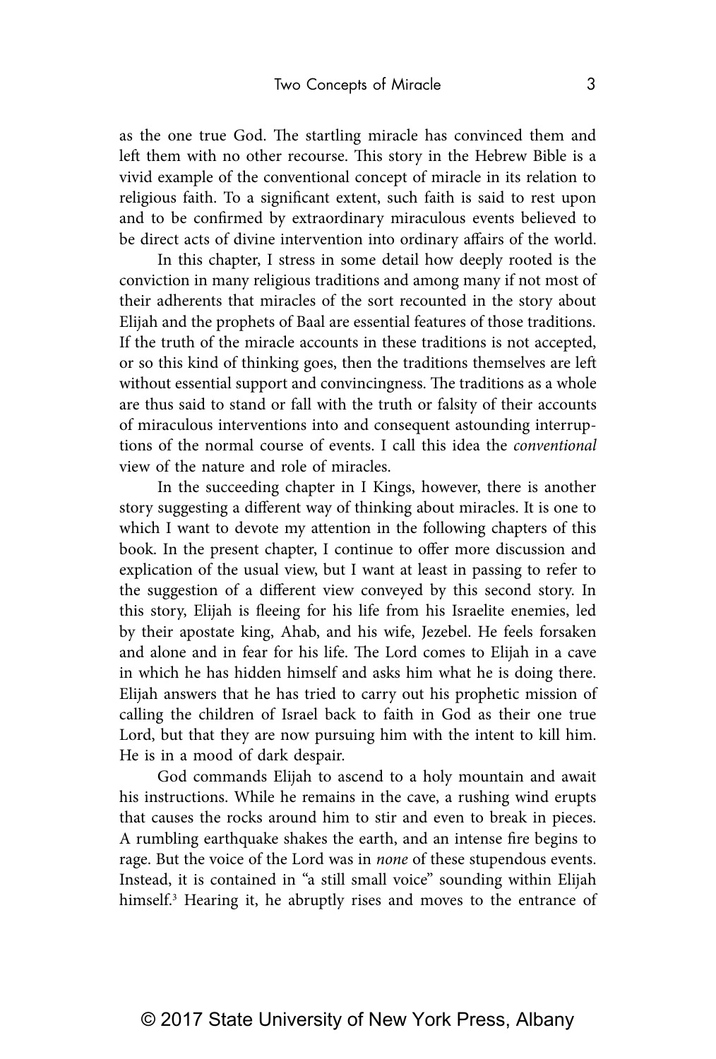as the one true God. The startling miracle has convinced them and left them with no other recourse. This story in the Hebrew Bible is a vivid example of the conventional concept of miracle in its relation to religious faith. To a significant extent, such faith is said to rest upon and to be confirmed by extraordinary miraculous events believed to be direct acts of divine intervention into ordinary affairs of the world.

In this chapter, I stress in some detail how deeply rooted is the conviction in many religious traditions and among many if not most of their adherents that miracles of the sort recounted in the story about Elijah and the prophets of Baal are essential features of those traditions. If the truth of the miracle accounts in these traditions is not accepted, or so this kind of thinking goes, then the traditions themselves are left without essential support and convincingness. The traditions as a whole are thus said to stand or fall with the truth or falsity of their accounts of miraculous interventions into and consequent astounding interruptions of the normal course of events. I call this idea the *conventional* view of the nature and role of miracles.

In the succeeding chapter in I Kings, however, there is another story suggesting a different way of thinking about miracles. It is one to which I want to devote my attention in the following chapters of this book. In the present chapter, I continue to offer more discussion and explication of the usual view, but I want at least in passing to refer to the suggestion of a different view conveyed by this second story. In this story, Elijah is fleeing for his life from his Israelite enemies, led by their apostate king, Ahab, and his wife, Jezebel. He feels forsaken and alone and in fear for his life. The Lord comes to Elijah in a cave in which he has hidden himself and asks him what he is doing there. Elijah answers that he has tried to carry out his prophetic mission of calling the children of Israel back to faith in God as their one true Lord, but that they are now pursuing him with the intent to kill him. He is in a mood of dark despair.

God commands Elijah to ascend to a holy mountain and await his instructions. While he remains in the cave, a rushing wind erupts that causes the rocks around him to stir and even to break in pieces. A rumbling earthquake shakes the earth, and an intense fire begins to rage. But the voice of the Lord was in *none* of these stupendous events. Instead, it is contained in "a still small voice" sounding within Elijah himself.[3] Hearing it, he abruptly rises and moves to the entrance of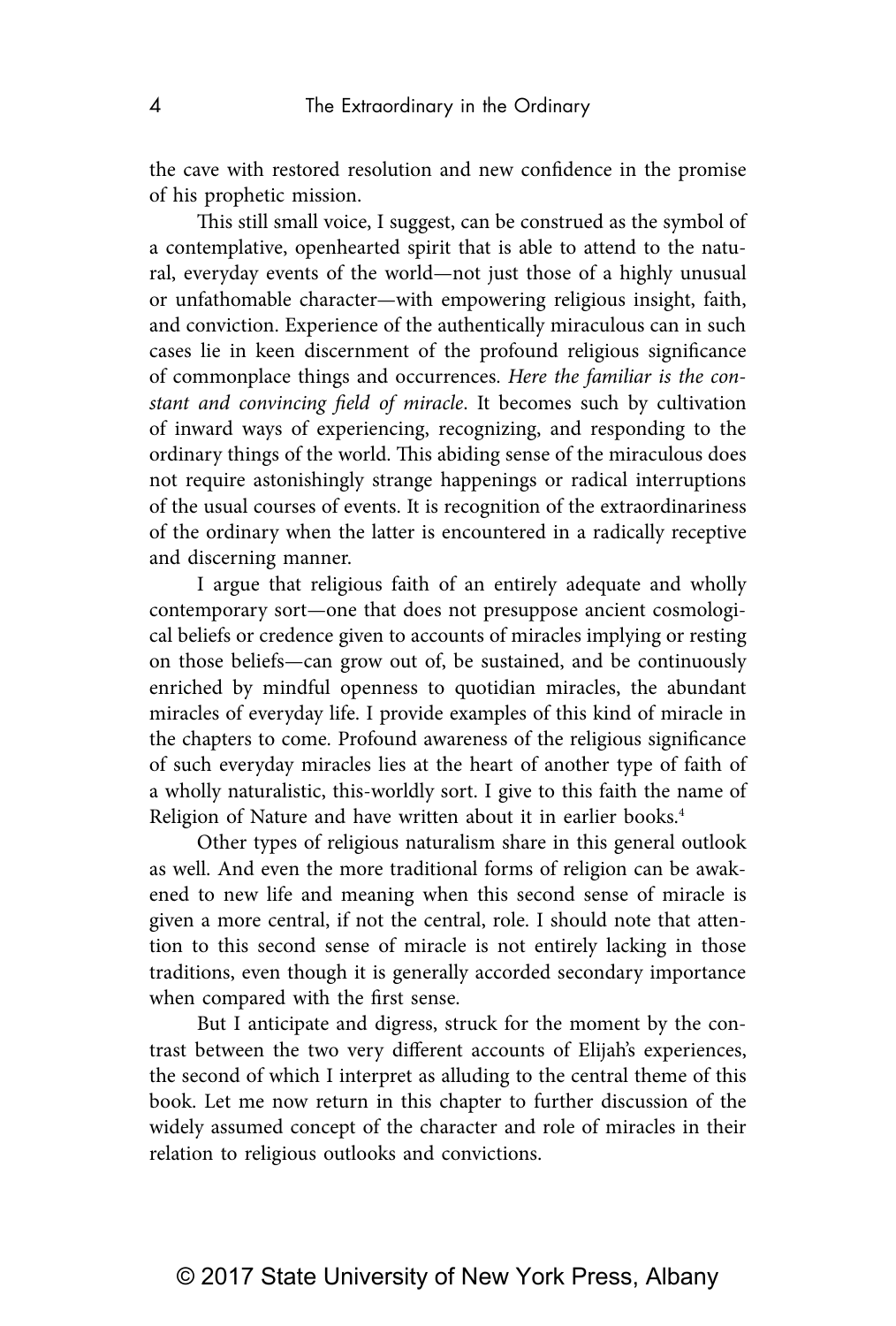the cave with restored resolution and new confidence in the promise of his prophetic mission.

This still small voice, I suggest, can be construed as the symbol of a contemplative, openhearted spirit that is able to attend to the natural, everyday events of the world—not just those of a highly unusual or unfathomable character—with empowering religious insight, faith, and conviction. Experience of the authentically miraculous can in such cases lie in keen discernment of the profound religious significance of commonplace things and occurrences. *Here the familiar is the constant and convincing field of miracle*. It becomes such by cultivation of inward ways of experiencing, recognizing, and responding to the ordinary things of the world. This abiding sense of the miraculous does not require astonishingly strange happenings or radical interruptions of the usual courses of events. It is recognition of the extraordinariness of the ordinary when the latter is encountered in a radically receptive and discerning manner.

I argue that religious faith of an entirely adequate and wholly contemporary sort—one that does not presuppose ancient cosmological beliefs or credence given to accounts of miracles implying or resting on those beliefs—can grow out of, be sustained, and be continuously enriched by mindful openness to quotidian miracles, the abundant miracles of everyday life. I provide examples of this kind of miracle in the chapters to come. Profound awareness of the religious significance of such everyday miracles lies at the heart of another type of faith of a wholly naturalistic, this-worldly sort. I give to this faith the name of Religion of Nature and have written about it in earlier books.[4]

Other types of religious naturalism share in this general outlook as well. And even the more traditional forms of religion can be awakened to new life and meaning when this second sense of miracle is given a more central, if not the central, role. I should note that attention to this second sense of miracle is not entirely lacking in those traditions, even though it is generally accorded secondary importance when compared with the first sense.

But I anticipate and digress, struck for the moment by the contrast between the two very different accounts of Elijah's experiences, the second of which I interpret as alluding to the central theme of this book. Let me now return in this chapter to further discussion of the widely assumed concept of the character and role of miracles in their relation to religious outlooks and convictions.

© 2017 State University of New York Press, Albany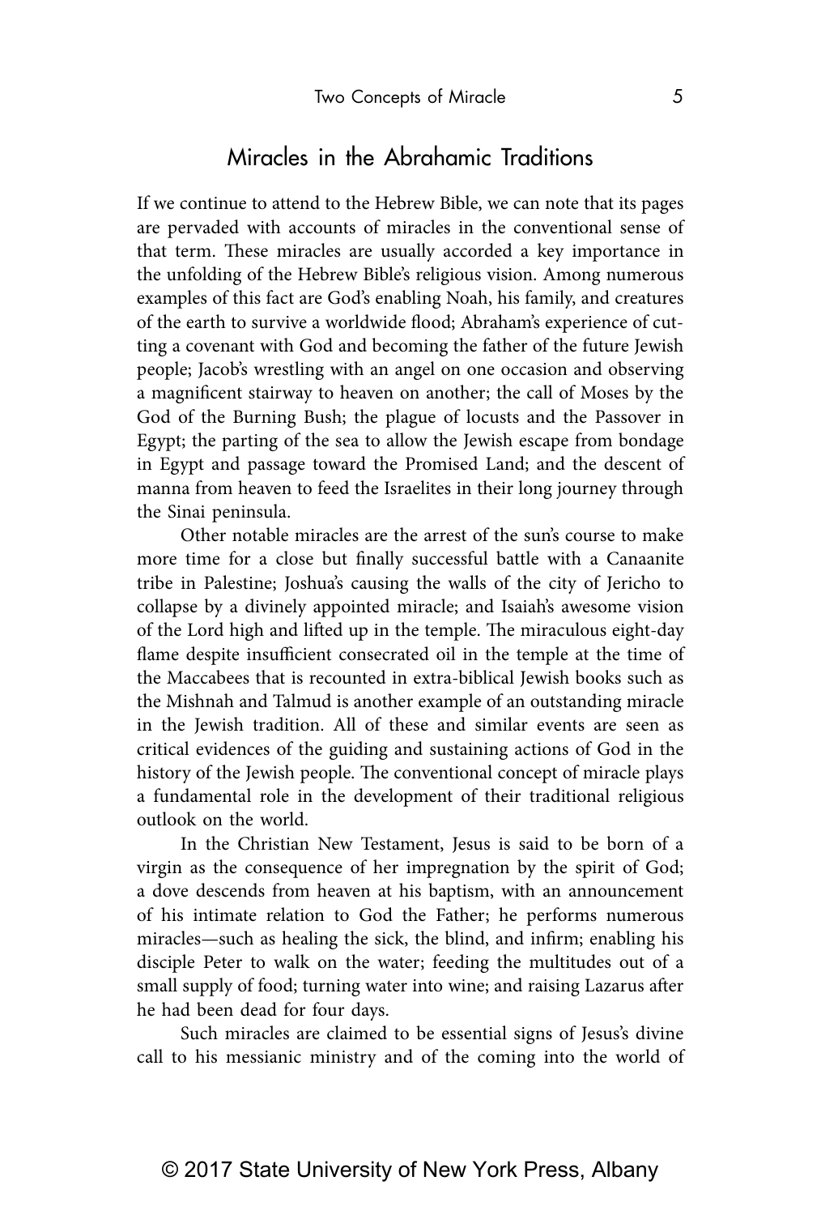## Miracles in the Abrahamic Traditions

If we continue to attend to the Hebrew Bible, we can note that its pages are pervaded with accounts of miracles in the conventional sense of that term. These miracles are usually accorded a key importance in the unfolding of the Hebrew Bible's religious vision. Among numerous examples of this fact are God's enabling Noah, his family, and creatures of the earth to survive a worldwide flood; Abraham's experience of cutting a covenant with God and becoming the father of the future Jewish people; Jacob's wrestling with an angel on one occasion and observing a magnificent stairway to heaven on another; the call of Moses by the God of the Burning Bush; the plague of locusts and the Passover in Egypt; the parting of the sea to allow the Jewish escape from bondage in Egypt and passage toward the Promised Land; and the descent of manna from heaven to feed the Israelites in their long journey through the Sinai peninsula.

Other notable miracles are the arrest of the sun's course to make more time for a close but finally successful battle with a Canaanite tribe in Palestine; Joshua's causing the walls of the city of Jericho to collapse by a divinely appointed miracle; and Isaiah's awesome vision of the Lord high and lifted up in the temple. The miraculous eight-day flame despite insufficient consecrated oil in the temple at the time of the Maccabees that is recounted in extra-biblical Jewish books such as the Mishnah and Talmud is another example of an outstanding miracle in the Jewish tradition. All of these and similar events are seen as critical evidences of the guiding and sustaining actions of God in the history of the Jewish people. The conventional concept of miracle plays a fundamental role in the development of their traditional religious outlook on the world.

In the Christian New Testament, Jesus is said to be born of a virgin as the consequence of her impregnation by the spirit of God; a dove descends from heaven at his baptism, with an announcement of his intimate relation to God the Father; he performs numerous miracles—such as healing the sick, the blind, and infirm; enabling his disciple Peter to walk on the water; feeding the multitudes out of a small supply of food; turning water into wine; and raising Lazarus after he had been dead for four days.

Such miracles are claimed to be essential signs of Jesus's divine call to his messianic ministry and of the coming into the world of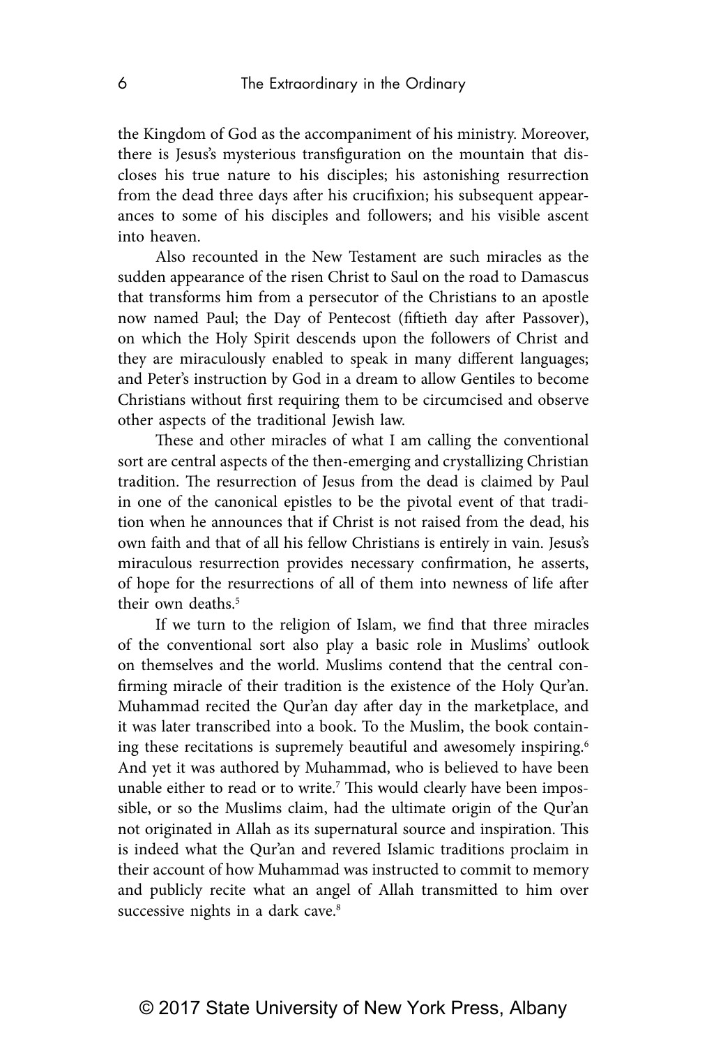the Kingdom of God as the accompaniment of his ministry. Moreover, there is Jesus's mysterious transfiguration on the mountain that discloses his true nature to his disciples; his astonishing resurrection from the dead three days after his crucifixion; his subsequent appearances to some of his disciples and followers; and his visible ascent into heaven.

Also recounted in the New Testament are such miracles as the sudden appearance of the risen Christ to Saul on the road to Damascus that transforms him from a persecutor of the Christians to an apostle now named Paul; the Day of Pentecost (fiftieth day after Passover), on which the Holy Spirit descends upon the followers of Christ and they are miraculously enabled to speak in many different languages; and Peter's instruction by God in a dream to allow Gentiles to become Christians without first requiring them to be circumcised and observe other aspects of the traditional Jewish law.

These and other miracles of what I am calling the conventional sort are central aspects of the then-emerging and crystallizing Christian tradition. The resurrection of Jesus from the dead is claimed by Paul in one of the canonical epistles to be the pivotal event of that tradition when he announces that if Christ is not raised from the dead, his own faith and that of all his fellow Christians is entirely in vain. Jesus's miraculous resurrection provides necessary confirmation, he asserts, of hope for the resurrections of all of them into newness of life after their own deaths.[5]

If we turn to the religion of Islam, we find that three miracles of the conventional sort also play a basic role in Muslims' outlook on themselves and the world. Muslims contend that the central confirming miracle of their tradition is the existence of the Holy Qur'an. Muhammad recited the Qur'an day after day in the marketplace, and it was later transcribed into a book. To the Muslim, the book containing these recitations is supremely beautiful and awesomely inspiring.[6] And yet it was authored by Muhammad, who is believed to have been unable either to read or to write.[7] This would clearly have been impossible, or so the Muslims claim, had the ultimate origin of the Qur'an not originated in Allah as its supernatural source and inspiration. This is indeed what the Qur'an and revered Islamic traditions proclaim in their account of how Muhammad was instructed to commit to memory and publicly recite what an angel of Allah transmitted to him over successive nights in a dark cave.[8]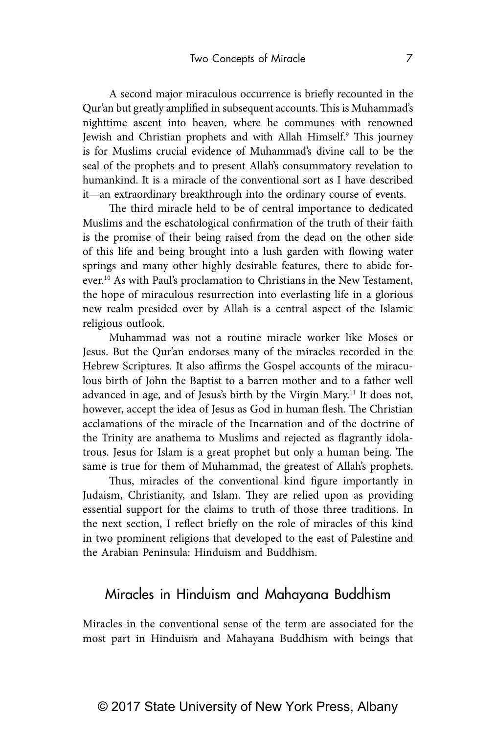A second major miraculous occurrence is briefly recounted in the Qur'an but greatly amplified in subsequent accounts. This is Muhammad's nighttime ascent into heaven, where he communes with renowned Jewish and Christian prophets and with Allah Himself.[9] This journey is for Muslims crucial evidence of Muhammad's divine call to be the seal of the prophets and to present Allah's consummatory revelation to humankind. It is a miracle of the conventional sort as I have described it—an extraordinary breakthrough into the ordinary course of events.

The third miracle held to be of central importance to dedicated Muslims and the eschatological confirmation of the truth of their faith is the promise of their being raised from the dead on the other side of this life and being brought into a lush garden with flowing water springs and many other highly desirable features, there to abide forever.[10] As with Paul's proclamation to Christians in the New Testament, the hope of miraculous resurrection into everlasting life in a glorious new realm presided over by Allah is a central aspect of the Islamic religious outlook.

Muhammad was not a routine miracle worker like Moses or Jesus. But the Qur'an endorses many of the miracles recorded in the Hebrew Scriptures. It also affirms the Gospel accounts of the miraculous birth of John the Baptist to a barren mother and to a father well advanced in age, and of Jesus's birth by the Virgin Mary.[11] It does not, however, accept the idea of Jesus as God in human flesh. The Christian acclamations of the miracle of the Incarnation and of the doctrine of the Trinity are anathema to Muslims and rejected as flagrantly idolatrous. Jesus for Islam is a great prophet but only a human being. The same is true for them of Muhammad, the greatest of Allah's prophets.

Thus, miracles of the conventional kind figure importantly in Judaism, Christianity, and Islam. They are relied upon as providing essential support for the claims to truth of those three traditions. In the next section, I reflect briefly on the role of miracles of this kind in two prominent religions that developed to the east of Palestine and the Arabian Peninsula: Hinduism and Buddhism.

## Miracles in Hinduism and Mahayana Buddhism

Miracles in the conventional sense of the term are associated for the most part in Hinduism and Mahayana Buddhism with beings that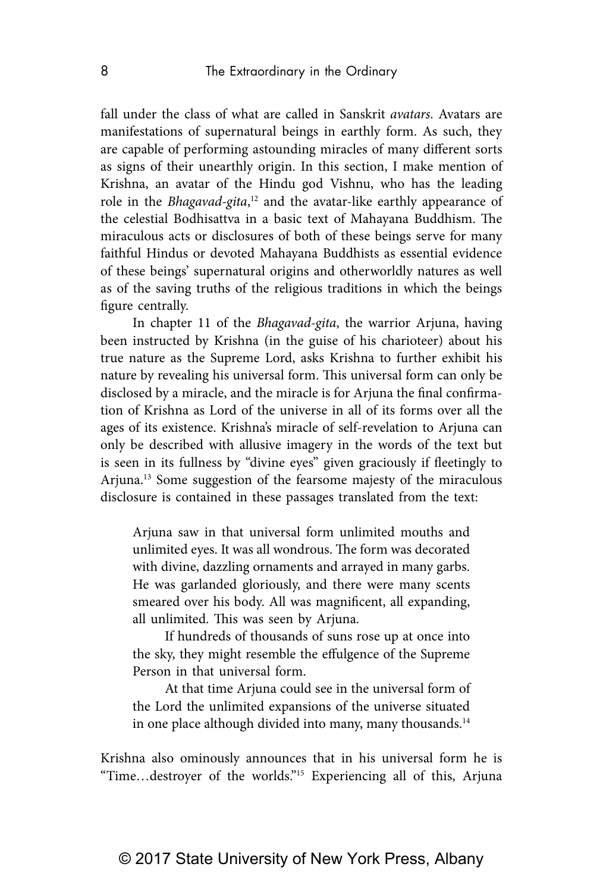fall under the class of what are called in Sanskrit *avatars*. Avatars are manifestations of supernatural beings in earthly form. As such, they are capable of performing astounding miracles of many different sorts as signs of their unearthly origin. In this section, I make mention of Krishna, an avatar of the Hindu god Vishnu, who has the leading role in the *Bhagavad-gita*,[12] and the avatar-like earthly appearance of the celestial Bodhisattva in a basic text of Mahayana Buddhism. The miraculous acts or disclosures of both of these beings serve for many faithful Hindus or devoted Mahayana Buddhists as essential evidence of these beings' supernatural origins and otherworldly natures as well as of the saving truths of the religious traditions in which the beings figure centrally.

In chapter 11 of the *Bhagavad-gita*, the warrior Arjuna, having been instructed by Krishna (in the guise of his charioteer) about his true nature as the Supreme Lord, asks Krishna to further exhibit his nature by revealing his universal form. This universal form can only be disclosed by a miracle, and the miracle is for Arjuna the final confirmation of Krishna as Lord of the universe in all of its forms over all the ages of its existence. Krishna's miracle of self-revelation to Arjuna can only be described with allusive imagery in the words of the text but is seen in its fullness by "divine eyes" given graciously if fleetingly to Arjuna.[13] Some suggestion of the fearsome majesty of the miraculous disclosure is contained in these passages translated from the text:

> Arjuna saw in that universal form unlimited mouths and unlimited eyes. It was all wondrous. The form was decorated with divine, dazzling ornaments and arrayed in many garbs. He was garlanded gloriously, and there were many scents smeared over his body. All was magnificent, all expanding, all unlimited. This was seen by Arjuna.
>
> If hundreds of thousands of suns rose up at once into the sky, they might resemble the effulgence of the Supreme Person in that universal form.
>
> At that time Arjuna could see in the universal form of the Lord the unlimited expansions of the universe situated in one place although divided into many, many thousands.[14]

Krishna also ominously announces that in his universal form he is "Time…destroyer of the worlds."[15] Experiencing all of this, Arjuna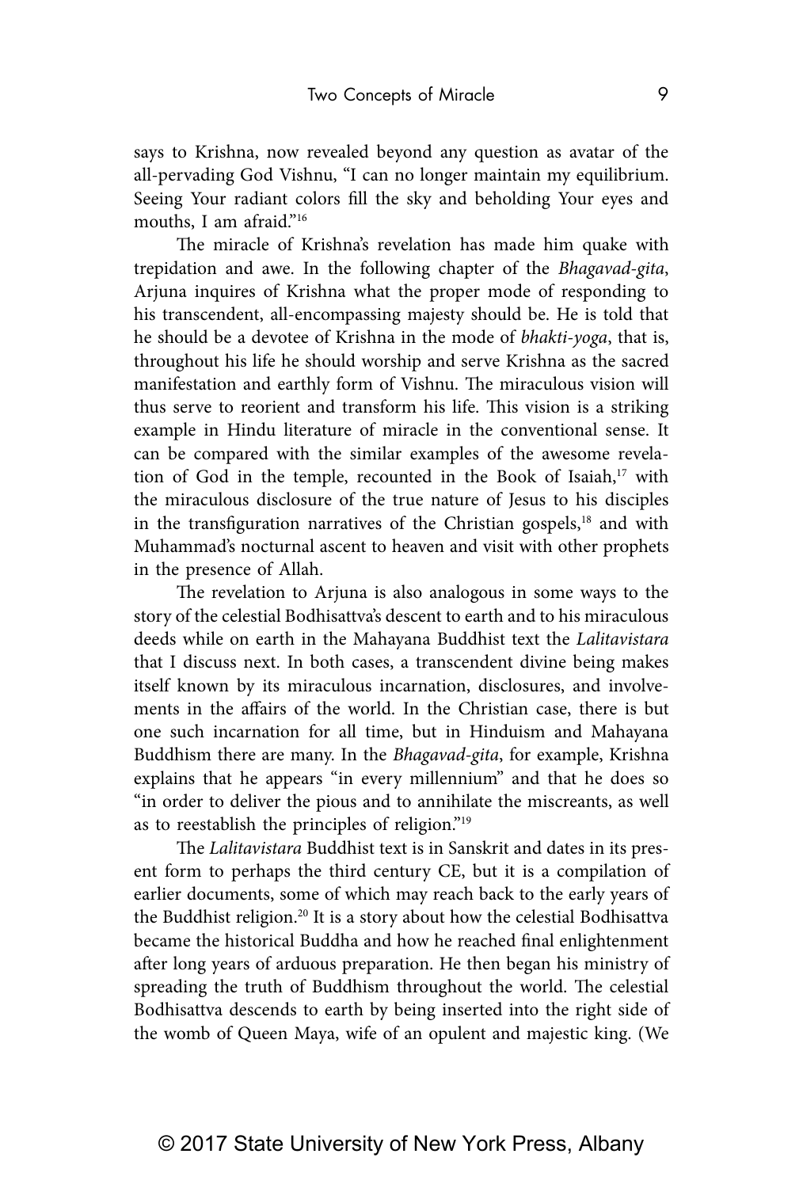says to Krishna, now revealed beyond any question as avatar of the all-pervading God Vishnu, "I can no longer maintain my equilibrium. Seeing Your radiant colors fill the sky and beholding Your eyes and mouths, I am afraid."[16]

The miracle of Krishna's revelation has made him quake with trepidation and awe. In the following chapter of the *Bhagavad-gita*, Arjuna inquires of Krishna what the proper mode of responding to his transcendent, all-encompassing majesty should be. He is told that he should be a devotee of Krishna in the mode of *bhakti-yoga*, that is, throughout his life he should worship and serve Krishna as the sacred manifestation and earthly form of Vishnu. The miraculous vision will thus serve to reorient and transform his life. This vision is a striking example in Hindu literature of miracle in the conventional sense. It can be compared with the similar examples of the awesome revelation of God in the temple, recounted in the Book of Isaiah,[17] with the miraculous disclosure of the true nature of Jesus to his disciples in the transfiguration narratives of the Christian gospels,[18] and with Muhammad's nocturnal ascent to heaven and visit with other prophets in the presence of Allah.

The revelation to Arjuna is also analogous in some ways to the story of the celestial Bodhisattva's descent to earth and to his miraculous deeds while on earth in the Mahayana Buddhist text the *Lalitavistara* that I discuss next. In both cases, a transcendent divine being makes itself known by its miraculous incarnation, disclosures, and involvements in the affairs of the world. In the Christian case, there is but one such incarnation for all time, but in Hinduism and Mahayana Buddhism there are many. In the *Bhagavad-gita*, for example, Krishna explains that he appears "in every millennium" and that he does so "in order to deliver the pious and to annihilate the miscreants, as well as to reestablish the principles of religion."[19]

The *Lalitavistara* Buddhist text is in Sanskrit and dates in its present form to perhaps the third century CE, but it is a compilation of earlier documents, some of which may reach back to the early years of the Buddhist religion.[20] It is a story about how the celestial Bodhisattva became the historical Buddha and how he reached final enlightenment after long years of arduous preparation. He then began his ministry of spreading the truth of Buddhism throughout the world. The celestial Bodhisattva descends to earth by being inserted into the right side of the womb of Queen Maya, wife of an opulent and majestic king. (We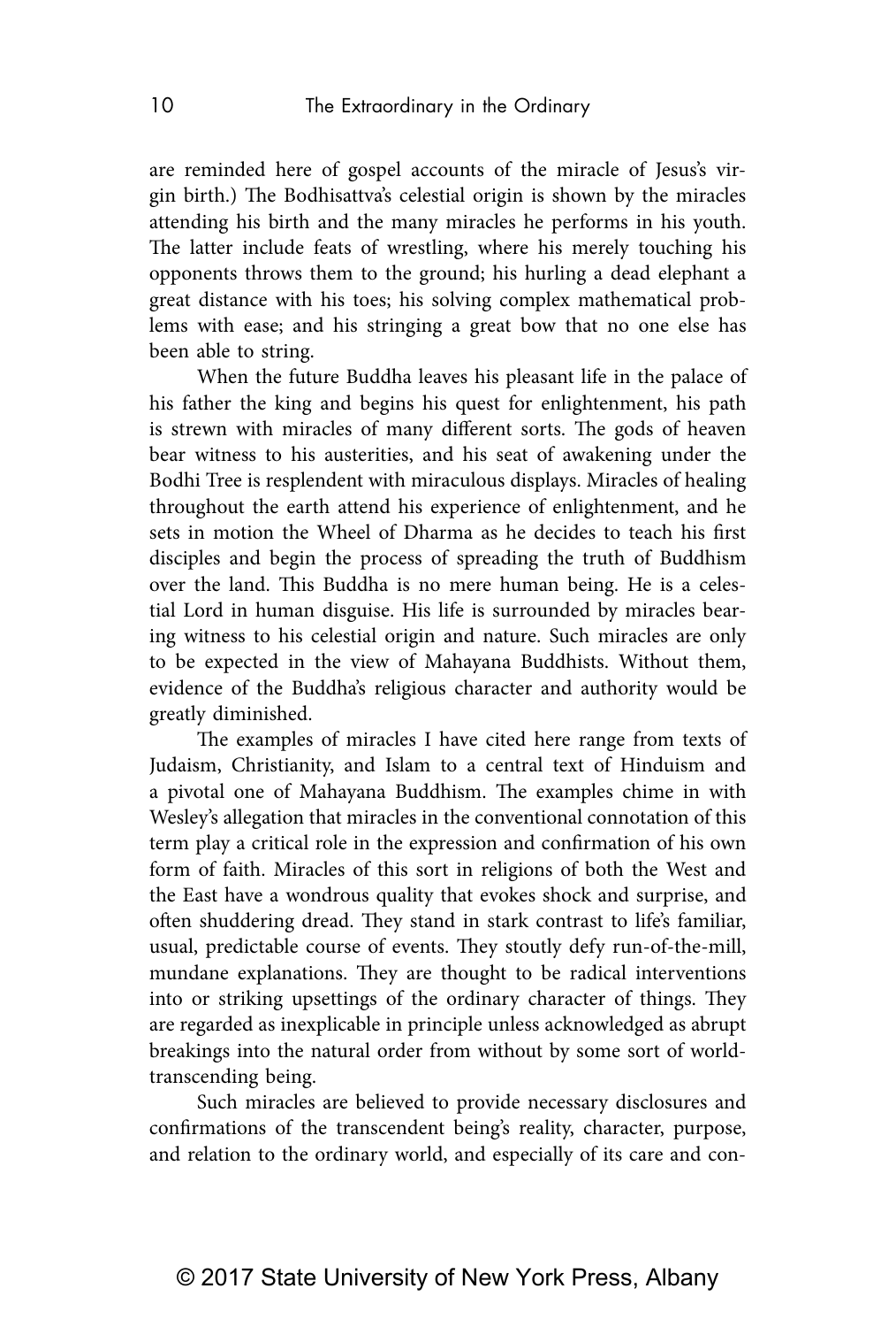are reminded here of gospel accounts of the miracle of Jesus's virgin birth.) The Bodhisattva's celestial origin is shown by the miracles attending his birth and the many miracles he performs in his youth. The latter include feats of wrestling, where his merely touching his opponents throws them to the ground; his hurling a dead elephant a great distance with his toes; his solving complex mathematical problems with ease; and his stringing a great bow that no one else has been able to string.

When the future Buddha leaves his pleasant life in the palace of his father the king and begins his quest for enlightenment, his path is strewn with miracles of many different sorts. The gods of heaven bear witness to his austerities, and his seat of awakening under the Bodhi Tree is resplendent with miraculous displays. Miracles of healing throughout the earth attend his experience of enlightenment, and he sets in motion the Wheel of Dharma as he decides to teach his first disciples and begin the process of spreading the truth of Buddhism over the land. This Buddha is no mere human being. He is a celestial Lord in human disguise. His life is surrounded by miracles bearing witness to his celestial origin and nature. Such miracles are only to be expected in the view of Mahayana Buddhists. Without them, evidence of the Buddha's religious character and authority would be greatly diminished.

The examples of miracles I have cited here range from texts of Judaism, Christianity, and Islam to a central text of Hinduism and a pivotal one of Mahayana Buddhism. The examples chime in with Wesley's allegation that miracles in the conventional connotation of this term play a critical role in the expression and confirmation of his own form of faith. Miracles of this sort in religions of both the West and the East have a wondrous quality that evokes shock and surprise, and often shuddering dread. They stand in stark contrast to life's familiar, usual, predictable course of events. They stoutly defy run-of-the-mill, mundane explanations. They are thought to be radical interventions into or striking upsettings of the ordinary character of things. They are regarded as inexplicable in principle unless acknowledged as abrupt breakings into the natural order from without by some sort of world-transcending being.

Such miracles are believed to provide necessary disclosures and confirmations of the transcendent being's reality, character, purpose, and relation to the ordinary world, and especially of its care and con-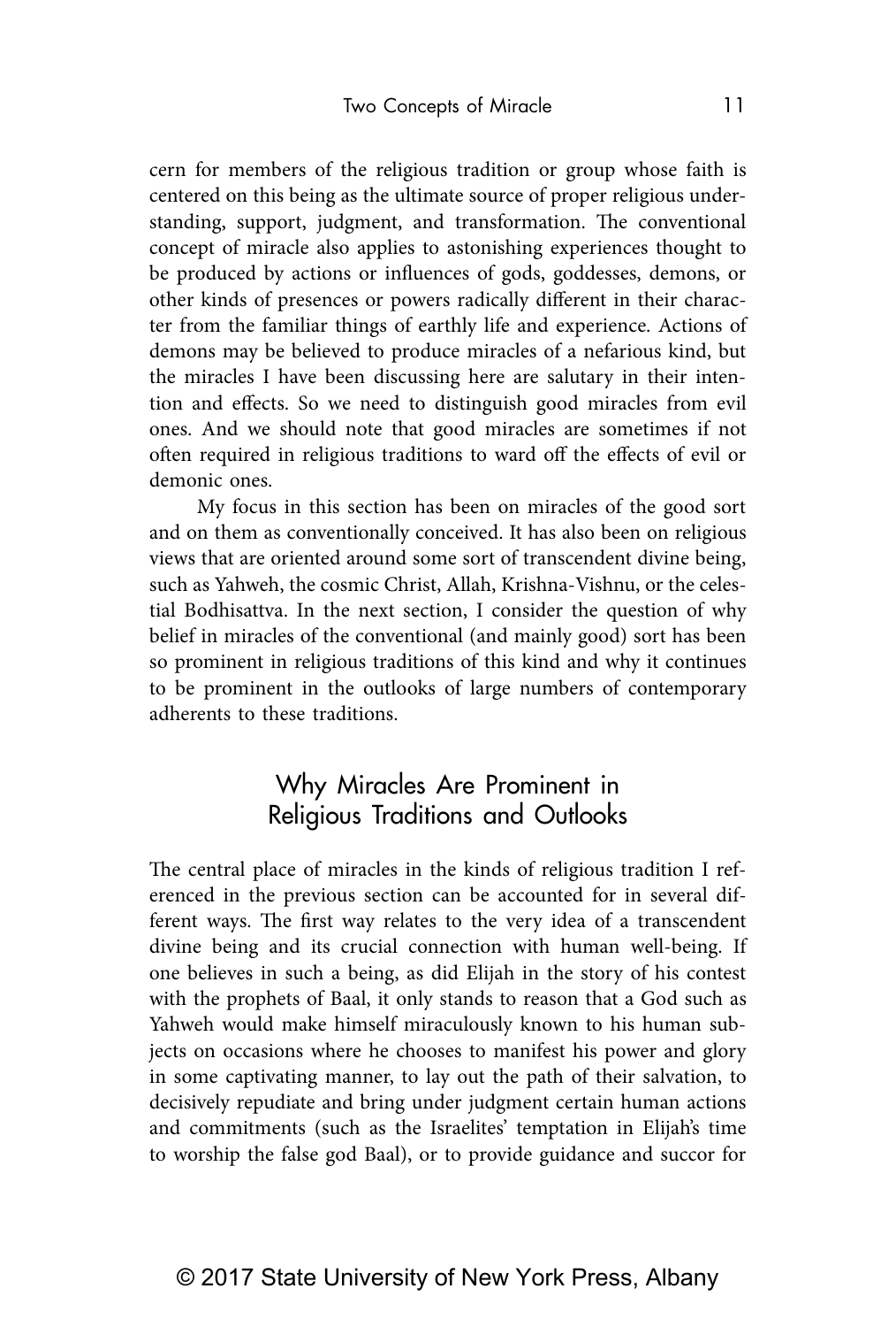cern for members of the religious tradition or group whose faith is centered on this being as the ultimate source of proper religious understanding, support, judgment, and transformation. The conventional concept of miracle also applies to astonishing experiences thought to be produced by actions or influences of gods, goddesses, demons, or other kinds of presences or powers radically different in their character from the familiar things of earthly life and experience. Actions of demons may be believed to produce miracles of a nefarious kind, but the miracles I have been discussing here are salutary in their intention and effects. So we need to distinguish good miracles from evil ones. And we should note that good miracles are sometimes if not often required in religious traditions to ward off the effects of evil or demonic ones.

My focus in this section has been on miracles of the good sort and on them as conventionally conceived. It has also been on religious views that are oriented around some sort of transcendent divine being, such as Yahweh, the cosmic Christ, Allah, Krishna-Vishnu, or the celestial Bodhisattva. In the next section, I consider the question of why belief in miracles of the conventional (and mainly good) sort has been so prominent in religious traditions of this kind and why it continues to be prominent in the outlooks of large numbers of contemporary adherents to these traditions.

## Why Miracles Are Prominent in Religious Traditions and Outlooks

The central place of miracles in the kinds of religious tradition I referenced in the previous section can be accounted for in several different ways. The first way relates to the very idea of a transcendent divine being and its crucial connection with human well-being. If one believes in such a being, as did Elijah in the story of his contest with the prophets of Baal, it only stands to reason that a God such as Yahweh would make himself miraculously known to his human subjects on occasions where he chooses to manifest his power and glory in some captivating manner, to lay out the path of their salvation, to decisively repudiate and bring under judgment certain human actions and commitments (such as the Israelites' temptation in Elijah's time to worship the false god Baal), or to provide guidance and succor for

© 2017 State University of New York Press, Albany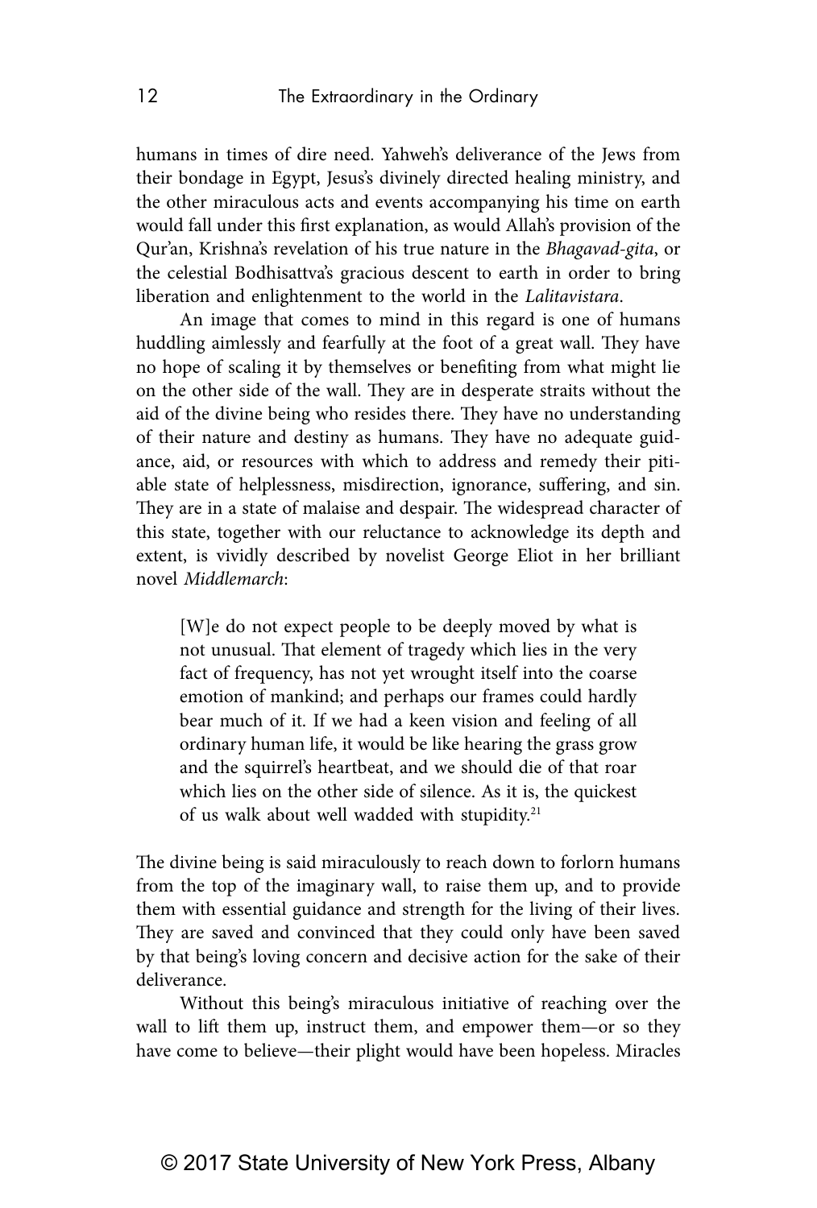humans in times of dire need. Yahweh's deliverance of the Jews from their bondage in Egypt, Jesus's divinely directed healing ministry, and the other miraculous acts and events accompanying his time on earth would fall under this first explanation, as would Allah's provision of the Qur'an, Krishna's revelation of his true nature in the *Bhagavad-gita*, or the celestial Bodhisattva's gracious descent to earth in order to bring liberation and enlightenment to the world in the *Lalitavistara*.

An image that comes to mind in this regard is one of humans huddling aimlessly and fearfully at the foot of a great wall. They have no hope of scaling it by themselves or benefiting from what might lie on the other side of the wall. They are in desperate straits without the aid of the divine being who resides there. They have no understanding of their nature and destiny as humans. They have no adequate guidance, aid, or resources with which to address and remedy their pitiable state of helplessness, misdirection, ignorance, suffering, and sin. They are in a state of malaise and despair. The widespread character of this state, together with our reluctance to acknowledge its depth and extent, is vividly described by novelist George Eliot in her brilliant novel *Middlemarch*:

> [W]e do not expect people to be deeply moved by what is not unusual. That element of tragedy which lies in the very fact of frequency, has not yet wrought itself into the coarse emotion of mankind; and perhaps our frames could hardly bear much of it. If we had a keen vision and feeling of all ordinary human life, it would be like hearing the grass grow and the squirrel's heartbeat, and we should die of that roar which lies on the other side of silence. As it is, the quickest of us walk about well wadded with stupidity.[21]

The divine being is said miraculously to reach down to forlorn humans from the top of the imaginary wall, to raise them up, and to provide them with essential guidance and strength for the living of their lives. They are saved and convinced that they could only have been saved by that being's loving concern and decisive action for the sake of their deliverance.

Without this being's miraculous initiative of reaching over the wall to lift them up, instruct them, and empower them—or so they have come to believe—their plight would have been hopeless. Miracles

© 2017 State University of New York Press, Albany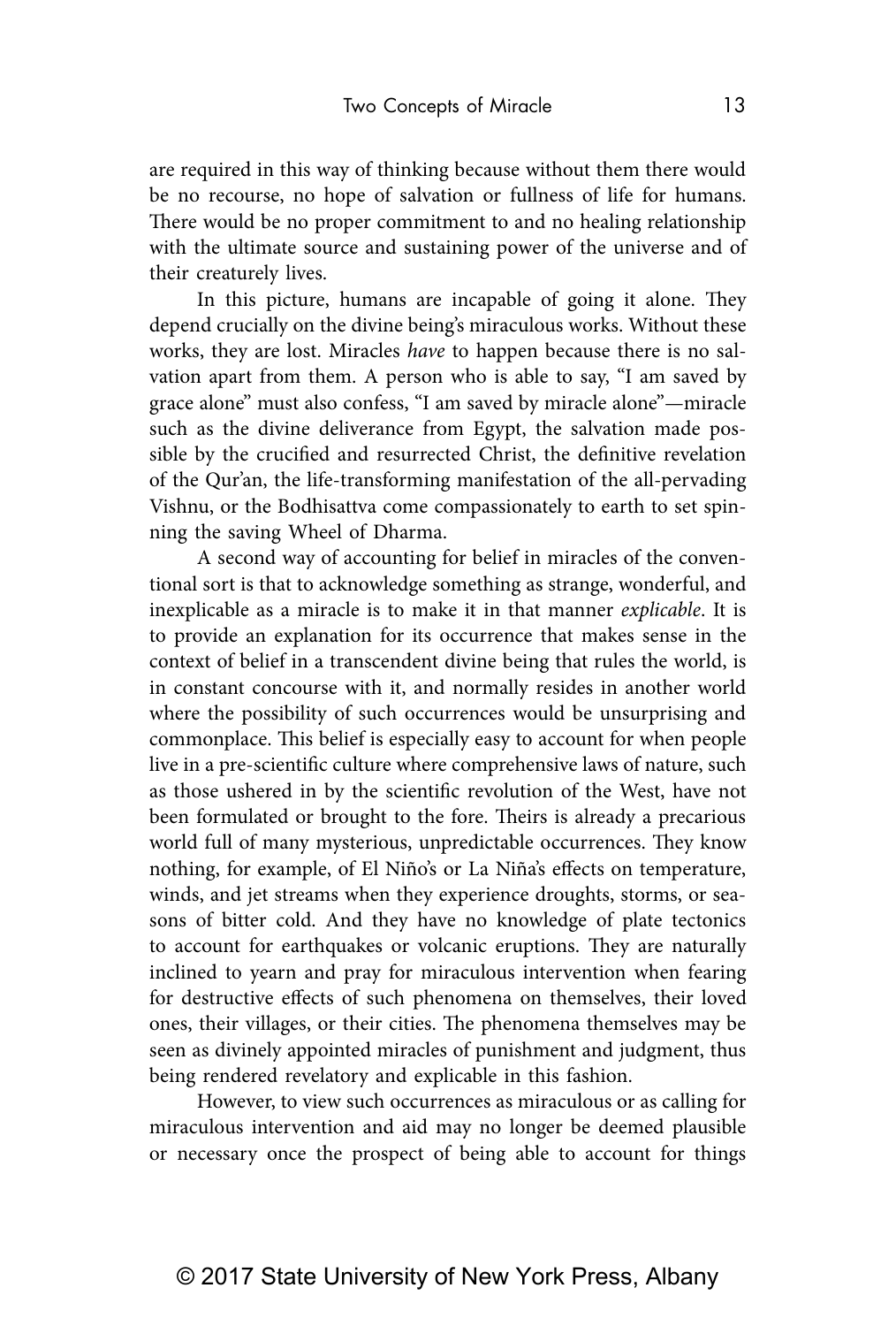are required in this way of thinking because without them there would be no recourse, no hope of salvation or fullness of life for humans. There would be no proper commitment to and no healing relationship with the ultimate source and sustaining power of the universe and of their creaturely lives.

In this picture, humans are incapable of going it alone. They depend crucially on the divine being's miraculous works. Without these works, they are lost. Miracles *have* to happen because there is no salvation apart from them. A person who is able to say, "I am saved by grace alone" must also confess, "I am saved by miracle alone"—miracle such as the divine deliverance from Egypt, the salvation made possible by the crucified and resurrected Christ, the definitive revelation of the Qur'an, the life-transforming manifestation of the all-pervading Vishnu, or the Bodhisattva come compassionately to earth to set spinning the saving Wheel of Dharma.

A second way of accounting for belief in miracles of the conventional sort is that to acknowledge something as strange, wonderful, and inexplicable as a miracle is to make it in that manner *explicable*. It is to provide an explanation for its occurrence that makes sense in the context of belief in a transcendent divine being that rules the world, is in constant concourse with it, and normally resides in another world where the possibility of such occurrences would be unsurprising and commonplace. This belief is especially easy to account for when people live in a pre-scientific culture where comprehensive laws of nature, such as those ushered in by the scientific revolution of the West, have not been formulated or brought to the fore. Theirs is already a precarious world full of many mysterious, unpredictable occurrences. They know nothing, for example, of El Niño's or La Niña's effects on temperature, winds, and jet streams when they experience droughts, storms, or seasons of bitter cold. And they have no knowledge of plate tectonics to account for earthquakes or volcanic eruptions. They are naturally inclined to yearn and pray for miraculous intervention when fearing for destructive effects of such phenomena on themselves, their loved ones, their villages, or their cities. The phenomena themselves may be seen as divinely appointed miracles of punishment and judgment, thus being rendered revelatory and explicable in this fashion.

However, to view such occurrences as miraculous or as calling for miraculous intervention and aid may no longer be deemed plausible or necessary once the prospect of being able to account for things

© 2017 State University of New York Press, Albany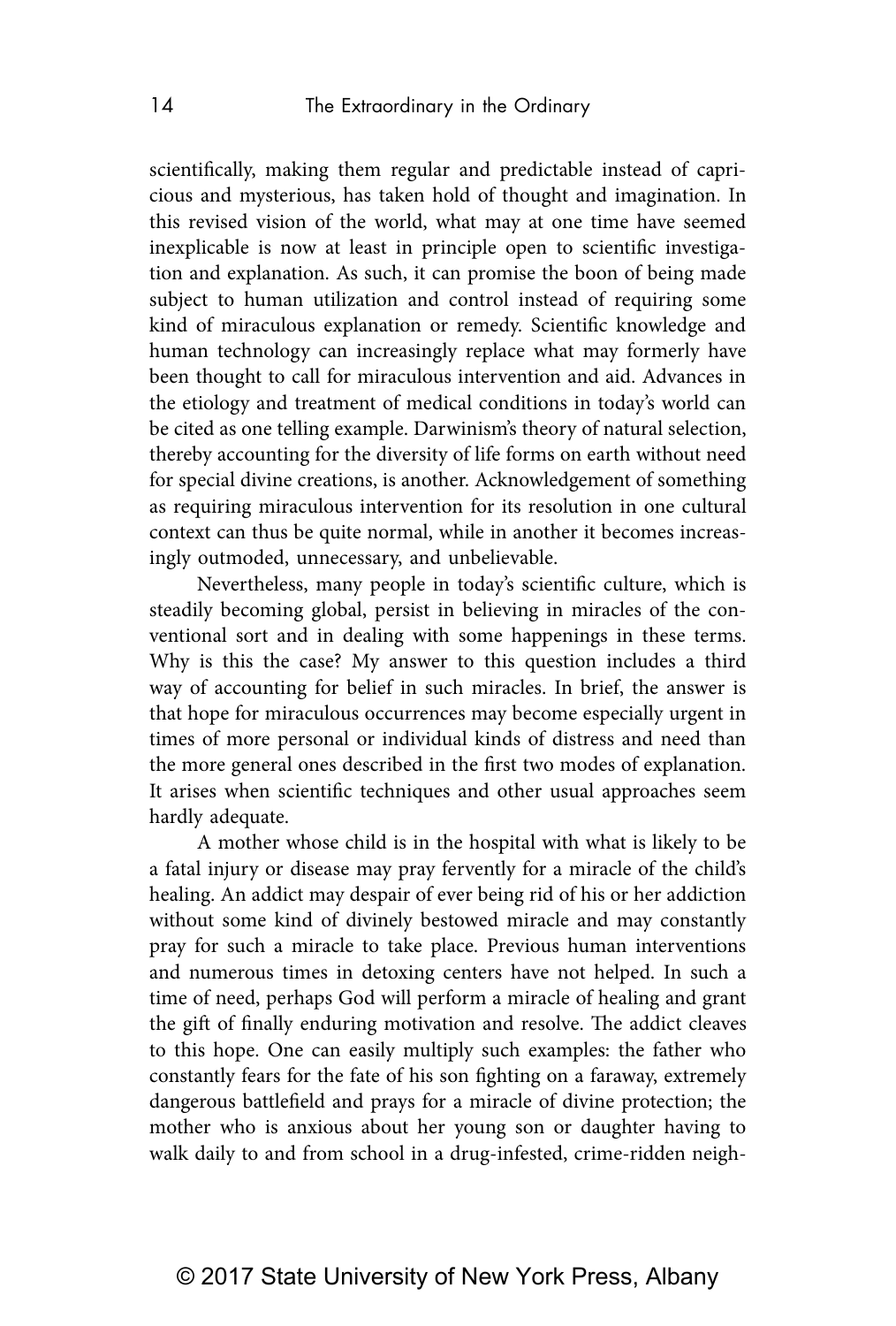scientifically, making them regular and predictable instead of capricious and mysterious, has taken hold of thought and imagination. In this revised vision of the world, what may at one time have seemed inexplicable is now at least in principle open to scientific investigation and explanation. As such, it can promise the boon of being made subject to human utilization and control instead of requiring some kind of miraculous explanation or remedy. Scientific knowledge and human technology can increasingly replace what may formerly have been thought to call for miraculous intervention and aid. Advances in the etiology and treatment of medical conditions in today's world can be cited as one telling example. Darwinism's theory of natural selection, thereby accounting for the diversity of life forms on earth without need for special divine creations, is another. Acknowledgement of something as requiring miraculous intervention for its resolution in one cultural context can thus be quite normal, while in another it becomes increasingly outmoded, unnecessary, and unbelievable.

Nevertheless, many people in today's scientific culture, which is steadily becoming global, persist in believing in miracles of the conventional sort and in dealing with some happenings in these terms. Why is this the case? My answer to this question includes a third way of accounting for belief in such miracles. In brief, the answer is that hope for miraculous occurrences may become especially urgent in times of more personal or individual kinds of distress and need than the more general ones described in the first two modes of explanation. It arises when scientific techniques and other usual approaches seem hardly adequate.

A mother whose child is in the hospital with what is likely to be a fatal injury or disease may pray fervently for a miracle of the child's healing. An addict may despair of ever being rid of his or her addiction without some kind of divinely bestowed miracle and may constantly pray for such a miracle to take place. Previous human interventions and numerous times in detoxing centers have not helped. In such a time of need, perhaps God will perform a miracle of healing and grant the gift of finally enduring motivation and resolve. The addict cleaves to this hope. One can easily multiply such examples: the father who constantly fears for the fate of his son fighting on a faraway, extremely dangerous battlefield and prays for a miracle of divine protection; the mother who is anxious about her young son or daughter having to walk daily to and from school in a drug-infested, crime-ridden neigh-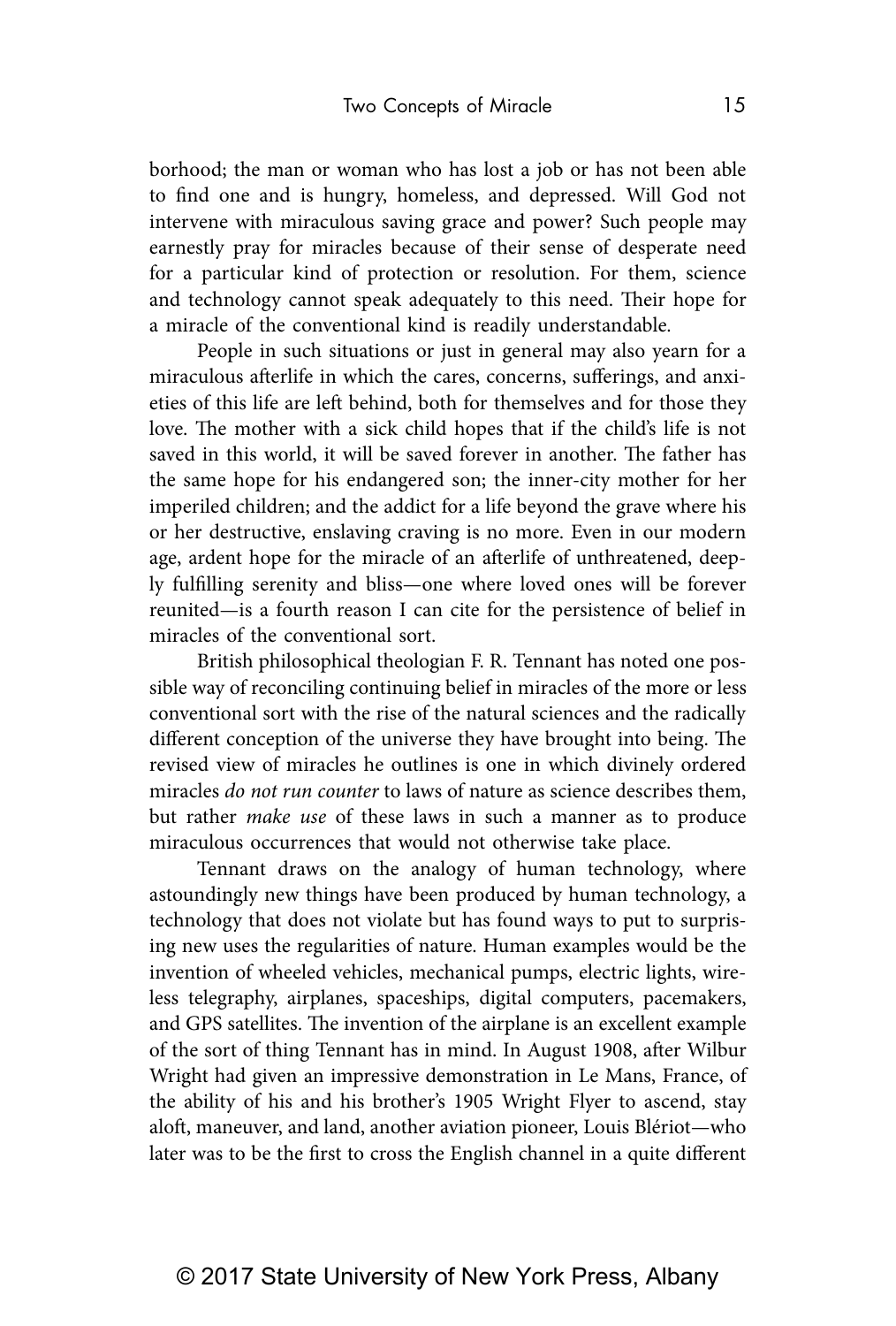borhood; the man or woman who has lost a job or has not been able to find one and is hungry, homeless, and depressed. Will God not intervene with miraculous saving grace and power? Such people may earnestly pray for miracles because of their sense of desperate need for a particular kind of protection or resolution. For them, science and technology cannot speak adequately to this need. Their hope for a miracle of the conventional kind is readily understandable.

People in such situations or just in general may also yearn for a miraculous afterlife in which the cares, concerns, sufferings, and anxieties of this life are left behind, both for themselves and for those they love. The mother with a sick child hopes that if the child's life is not saved in this world, it will be saved forever in another. The father has the same hope for his endangered son; the inner-city mother for her imperiled children; and the addict for a life beyond the grave where his or her destructive, enslaving craving is no more. Even in our modern age, ardent hope for the miracle of an afterlife of unthreatened, deeply fulfilling serenity and bliss—one where loved ones will be forever reunited—is a fourth reason I can cite for the persistence of belief in miracles of the conventional sort.

British philosophical theologian F. R. Tennant has noted one possible way of reconciling continuing belief in miracles of the more or less conventional sort with the rise of the natural sciences and the radically different conception of the universe they have brought into being. The revised view of miracles he outlines is one in which divinely ordered miracles *do not run counter* to laws of nature as science describes them, but rather *make use* of these laws in such a manner as to produce miraculous occurrences that would not otherwise take place.

Tennant draws on the analogy of human technology, where astoundingly new things have been produced by human technology, a technology that does not violate but has found ways to put to surprising new uses the regularities of nature. Human examples would be the invention of wheeled vehicles, mechanical pumps, electric lights, wireless telegraphy, airplanes, spaceships, digital computers, pacemakers, and GPS satellites. The invention of the airplane is an excellent example of the sort of thing Tennant has in mind. In August 1908, after Wilbur Wright had given an impressive demonstration in Le Mans, France, of the ability of his and his brother's 1905 Wright Flyer to ascend, stay aloft, maneuver, and land, another aviation pioneer, Louis Blériot—who later was to be the first to cross the English channel in a quite different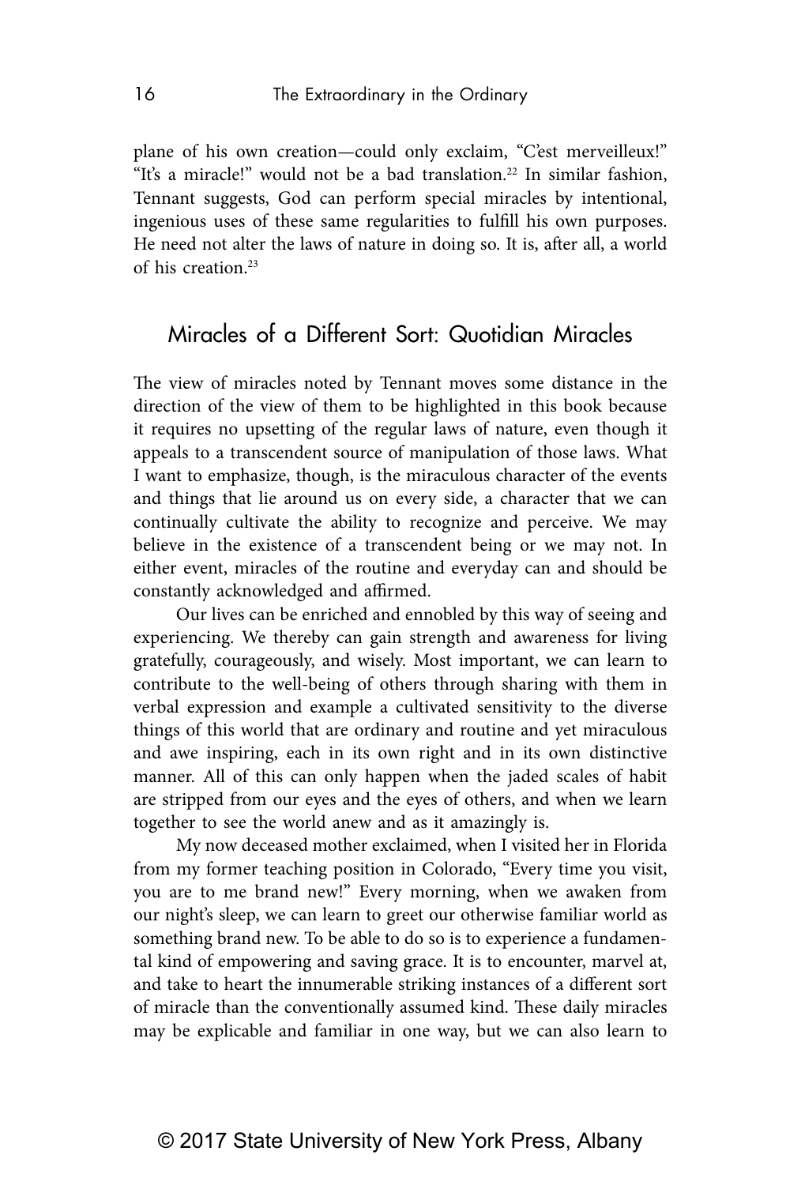plane of his own creation—could only exclaim, "C'est merveilleux!" "It's a miracle!" would not be a bad translation.[22] In similar fashion, Tennant suggests, God can perform special miracles by intentional, ingenious uses of these same regularities to fulfill his own purposes. He need not alter the laws of nature in doing so. It is, after all, a world of his creation.[23]

## Miracles of a Different Sort: Quotidian Miracles

The view of miracles noted by Tennant moves some distance in the direction of the view of them to be highlighted in this book because it requires no upsetting of the regular laws of nature, even though it appeals to a transcendent source of manipulation of those laws. What I want to emphasize, though, is the miraculous character of the events and things that lie around us on every side, a character that we can continually cultivate the ability to recognize and perceive. We may believe in the existence of a transcendent being or we may not. In either event, miracles of the routine and everyday can and should be constantly acknowledged and affirmed.

Our lives can be enriched and ennobled by this way of seeing and experiencing. We thereby can gain strength and awareness for living gratefully, courageously, and wisely. Most important, we can learn to contribute to the well-being of others through sharing with them in verbal expression and example a cultivated sensitivity to the diverse things of this world that are ordinary and routine and yet miraculous and awe inspiring, each in its own right and in its own distinctive manner. All of this can only happen when the jaded scales of habit are stripped from our eyes and the eyes of others, and when we learn together to see the world anew and as it amazingly is.

My now deceased mother exclaimed, when I visited her in Florida from my former teaching position in Colorado, "Every time you visit, you are to me brand new!" Every morning, when we awaken from our night's sleep, we can learn to greet our otherwise familiar world as something brand new. To be able to do so is to experience a fundamental kind of empowering and saving grace. It is to encounter, marvel at, and take to heart the innumerable striking instances of a different sort of miracle than the conventionally assumed kind. These daily miracles may be explicable and familiar in one way, but we can also learn to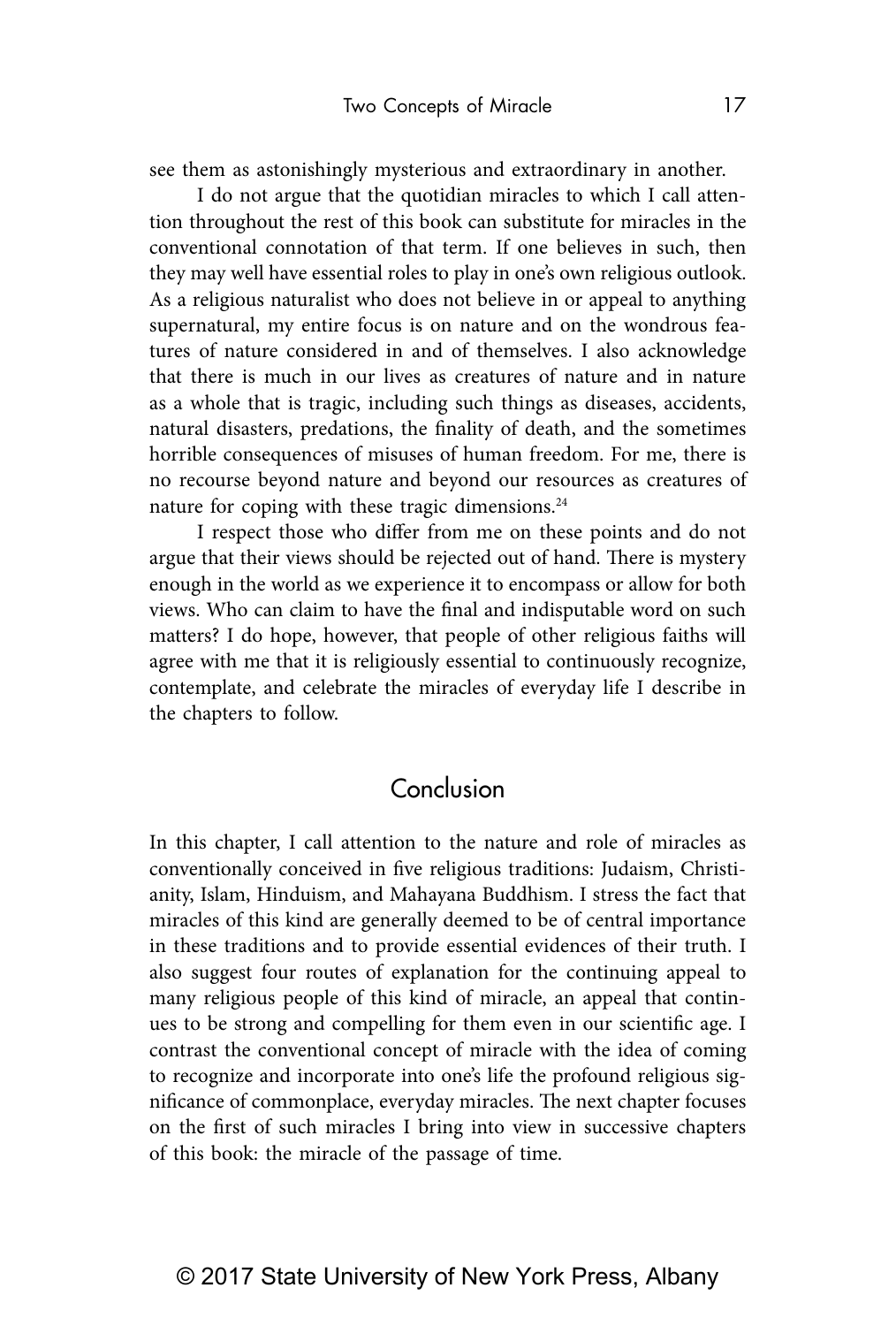see them as astonishingly mysterious and extraordinary in another.

I do not argue that the quotidian miracles to which I call attention throughout the rest of this book can substitute for miracles in the conventional connotation of that term. If one believes in such, then they may well have essential roles to play in one's own religious outlook. As a religious naturalist who does not believe in or appeal to anything supernatural, my entire focus is on nature and on the wondrous features of nature considered in and of themselves. I also acknowledge that there is much in our lives as creatures of nature and in nature as a whole that is tragic, including such things as diseases, accidents, natural disasters, predations, the finality of death, and the sometimes horrible consequences of misuses of human freedom. For me, there is no recourse beyond nature and beyond our resources as creatures of nature for coping with these tragic dimensions.[24]

I respect those who differ from me on these points and do not argue that their views should be rejected out of hand. There is mystery enough in the world as we experience it to encompass or allow for both views. Who can claim to have the final and indisputable word on such matters? I do hope, however, that people of other religious faiths will agree with me that it is religiously essential to continuously recognize, contemplate, and celebrate the miracles of everyday life I describe in the chapters to follow.

## Conclusion

In this chapter, I call attention to the nature and role of miracles as conventionally conceived in five religious traditions: Judaism, Christianity, Islam, Hinduism, and Mahayana Buddhism. I stress the fact that miracles of this kind are generally deemed to be of central importance in these traditions and to provide essential evidences of their truth. I also suggest four routes of explanation for the continuing appeal to many religious people of this kind of miracle, an appeal that continues to be strong and compelling for them even in our scientific age. I contrast the conventional concept of miracle with the idea of coming to recognize and incorporate into one's life the profound religious significance of commonplace, everyday miracles. The next chapter focuses on the first of such miracles I bring into view in successive chapters of this book: the miracle of the passage of time.

© 2017 State University of New York Press, Albany